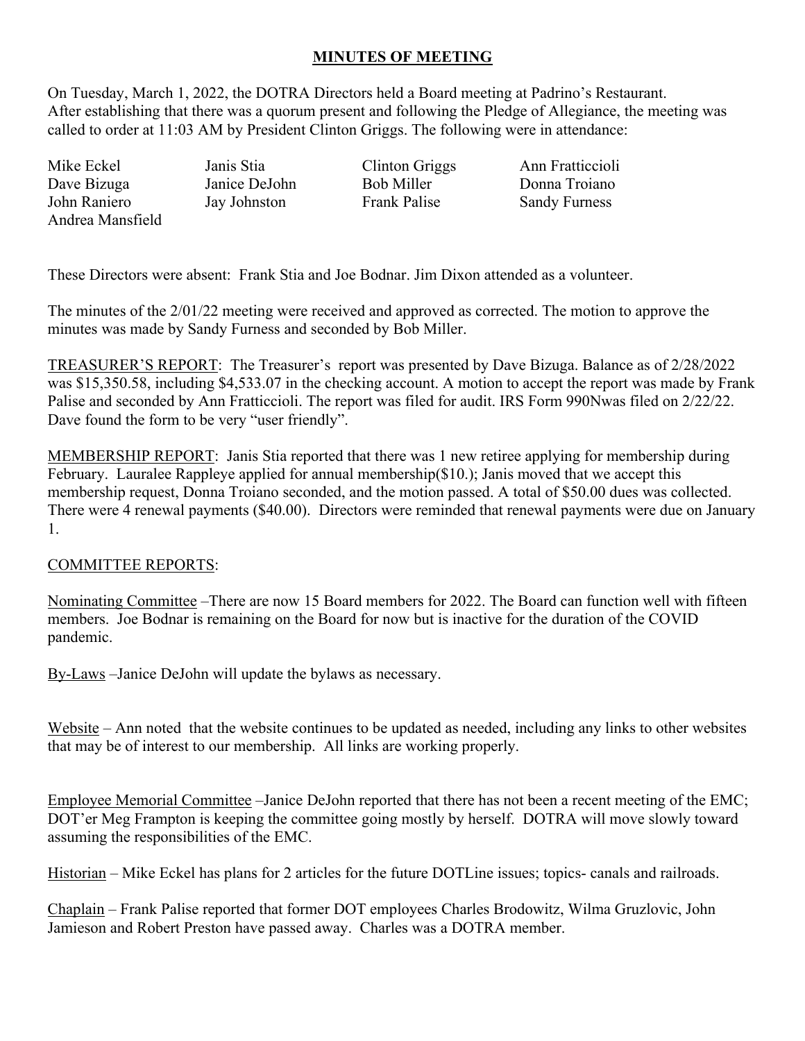# MINUTES OF MEETING

On Tuesday, March 1, 2022, the DOTRA Directors held a Board meeting at Padrino's Restaurant. After establishing that there was a quorum present and following the Pledge of Allegiance, the meeting was called to order at 11:03 AM by President Clinton Griggs. The following were in attendance:

| | | | |
|---|---|---|---|
| Mike Eckel | Janis Stia | Clinton Griggs | Ann Fratticcioli |
| Dave Bizuga | Janice DeJohn | Bob Miller | Donna Troiano |
| John Raniero | Jay Johnston | Frank Palise | Sandy Furness |
| Andrea Mansfield | | | |

These Directors were absent: Frank Stia and Joe Bodnar. Jim Dixon attended as a volunteer.

The minutes of the 2/01/22 meeting were received and approved as corrected. The motion to approve the minutes was made by Sandy Furness and seconded by Bob Miller.

<u>TREASURER'S REPORT</u>: The Treasurer's report was presented by Dave Bizuga. Balance as of 2/28/2022 was $15,350.58, including $4,533.07 in the checking account. A motion to accept the report was made by Frank Palise and seconded by Ann Fratticcioli. The report was filed for audit. IRS Form 990Nwas filed on 2/22/22. Dave found the form to be very "user friendly".

<u>MEMBERSHIP REPORT</u>: Janis Stia reported that there was 1 new retiree applying for membership during February. Lauralee Rappleye applied for annual membership($10.); Janis moved that we accept this membership request, Donna Troiano seconded, and the motion passed. A total of $50.00 dues was collected. There were 4 renewal payments ($40.00). Directors were reminded that renewal payments were due on January 1.

<u>COMMITTEE REPORTS</u>:

<u>Nominating Committee</u> –There are now 15 Board members for 2022. The Board can function well with fifteen members. Joe Bodnar is remaining on the Board for now but is inactive for the duration of the COVID pandemic.

<u>By-Laws</u> –Janice DeJohn will update the bylaws as necessary.

<u>Website</u> – Ann noted that the website continues to be updated as needed, including any links to other websites that may be of interest to our membership. All links are working properly.

<u>Employee Memorial Committee</u> –Janice DeJohn reported that there has not been a recent meeting of the EMC; DOT'er Meg Frampton is keeping the committee going mostly by herself. DOTRA will move slowly toward assuming the responsibilities of the EMC.

<u>Historian</u> – Mike Eckel has plans for 2 articles for the future DOTLine issues; topics- canals and railroads.

<u>Chaplain</u> – Frank Palise reported that former DOT employees Charles Brodowitz, Wilma Gruzlovic, John Jamieson and Robert Preston have passed away. Charles was a DOTRA member.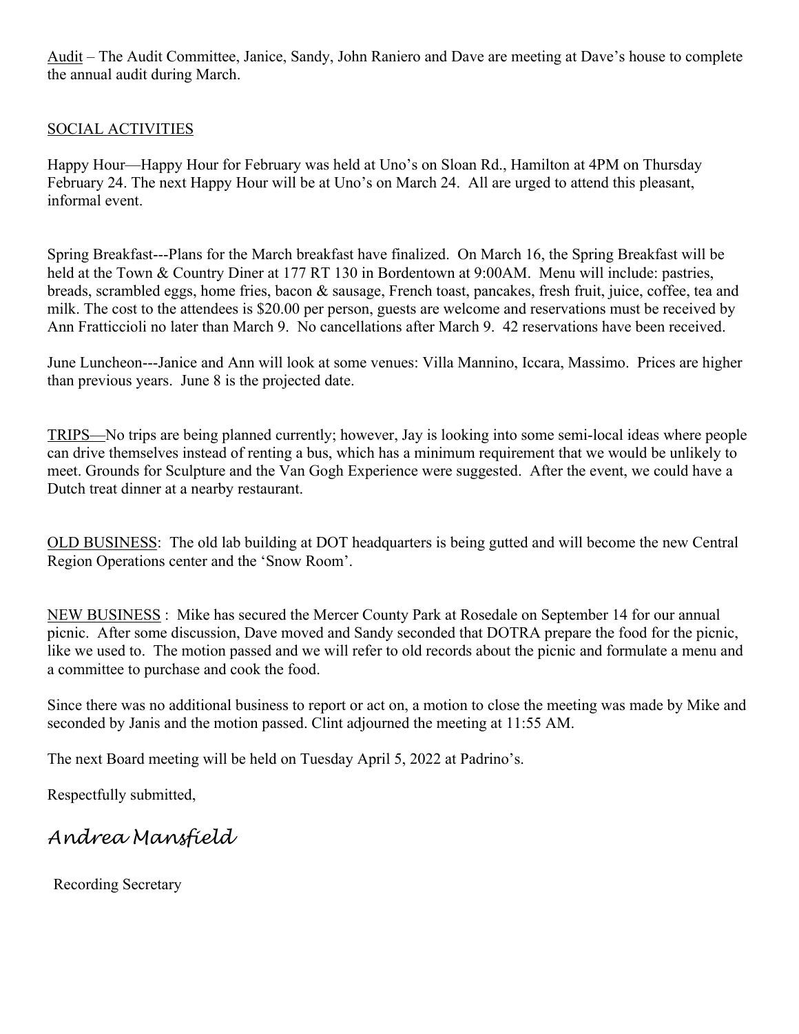Audit – The Audit Committee, Janice, Sandy, John Raniero and Dave are meeting at Dave's house to complete the annual audit during March.

SOCIAL ACTIVITIES

Happy Hour—Happy Hour for February was held at Uno's on Sloan Rd., Hamilton at 4PM on Thursday February 24. The next Happy Hour will be at Uno's on March 24. All are urged to attend this pleasant, informal event.

Spring Breakfast---Plans for the March breakfast have finalized. On March 16, the Spring Breakfast will be held at the Town & Country Diner at 177 RT 130 in Bordentown at 9:00AM. Menu will include: pastries, breads, scrambled eggs, home fries, bacon & sausage, French toast, pancakes, fresh fruit, juice, coffee, tea and milk. The cost to the attendees is $20.00 per person, guests are welcome and reservations must be received by Ann Fratticcioli no later than March 9. No cancellations after March 9. 42 reservations have been received.

June Luncheon---Janice and Ann will look at some venues: Villa Mannino, Iccara, Massimo. Prices are higher than previous years. June 8 is the projected date.

TRIPS—No trips are being planned currently; however, Jay is looking into some semi-local ideas where people can drive themselves instead of renting a bus, which has a minimum requirement that we would be unlikely to meet. Grounds for Sculpture and the Van Gogh Experience were suggested. After the event, we could have a Dutch treat dinner at a nearby restaurant.

OLD BUSINESS: The old lab building at DOT headquarters is being gutted and will become the new Central Region Operations center and the 'Snow Room'.

NEW BUSINESS : Mike has secured the Mercer County Park at Rosedale on September 14 for our annual picnic. After some discussion, Dave moved and Sandy seconded that DOTRA prepare the food for the picnic, like we used to. The motion passed and we will refer to old records about the picnic and formulate a menu and a committee to purchase and cook the food.

Since there was no additional business to report or act on, a motion to close the meeting was made by Mike and seconded by Janis and the motion passed. Clint adjourned the meeting at 11:55 AM.

The next Board meeting will be held on Tuesday April 5, 2022 at Padrino's.

Respectfully submitted,

*Andrea Mansfield*

Recording Secretary